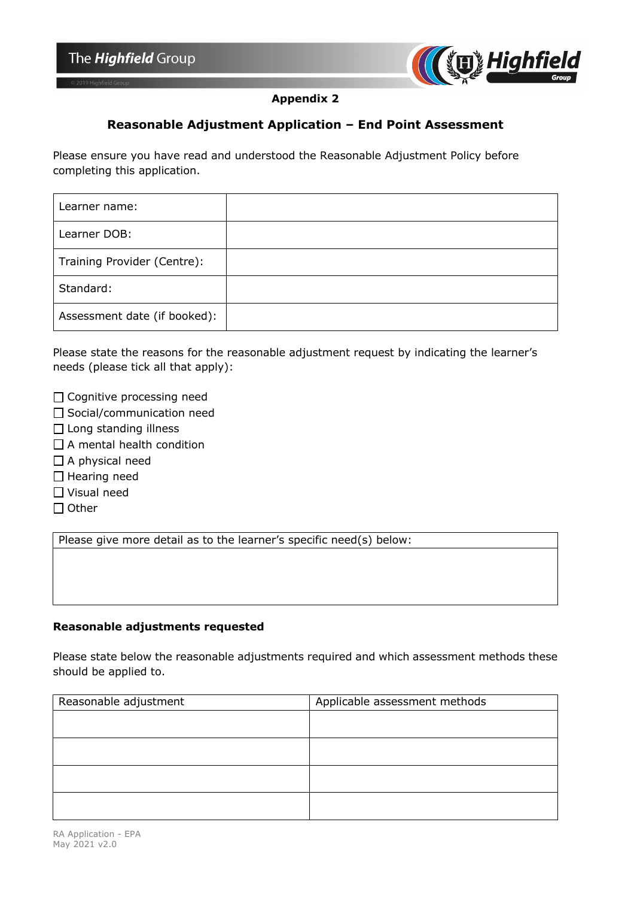**Appendix 2**

## Reasonable Adjustment Application – End Point Assessment

Please ensure you have read and understood the Reasonable Adjustment Policy before completing this application.

| Learner name: | |
|---|---|
| Learner DOB: | |
| Training Provider (Centre): | |
| Standard: | |
| Assessment date (if booked): | |

Please state the reasons for the reasonable adjustment request by indicating the learner's needs (please tick all that apply):

- ☐ Cognitive processing need
- ☐ Social/communication need
- ☐ Long standing illness
- ☐ A mental health condition
- ☐ A physical need
- ☐ Hearing need
- ☐ Visual need
- ☐ Other

| Please give more detail as to the learner's specific need(s) below: |
|---|
| |

**Reasonable adjustments requested**

Please state below the reasonable adjustments required and which assessment methods these should be applied to.

| Reasonable adjustment | Applicable assessment methods |
|---|---|
| | |
| | |
| | |
| | |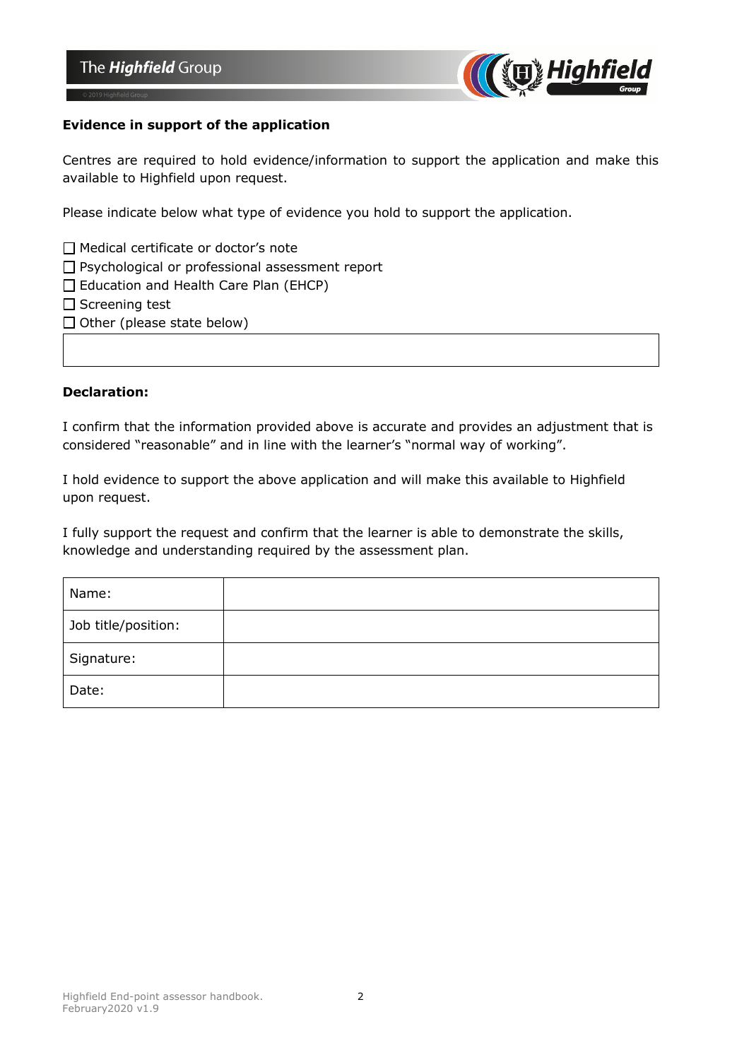**Evidence in support of the application**

Centres are required to hold evidence/information to support the application and make this available to Highfield upon request.

Please indicate below what type of evidence you hold to support the application.

☐ Medical certificate or doctor's note
☐ Psychological or professional assessment report
☐ Education and Health Care Plan (EHCP)
☐ Screening test
☐ Other (please state below)

| |
|---|
| |

**Declaration:**

I confirm that the information provided above is accurate and provides an adjustment that is considered "reasonable" and in line with the learner's "normal way of working".

I hold evidence to support the above application and will make this available to Highfield upon request.

I fully support the request and confirm that the learner is able to demonstrate the skills, knowledge and understanding required by the assessment plan.

| | |
|---|---|
| Name: | |
| Job title/position: | |
| Signature: | |
| Date: | |